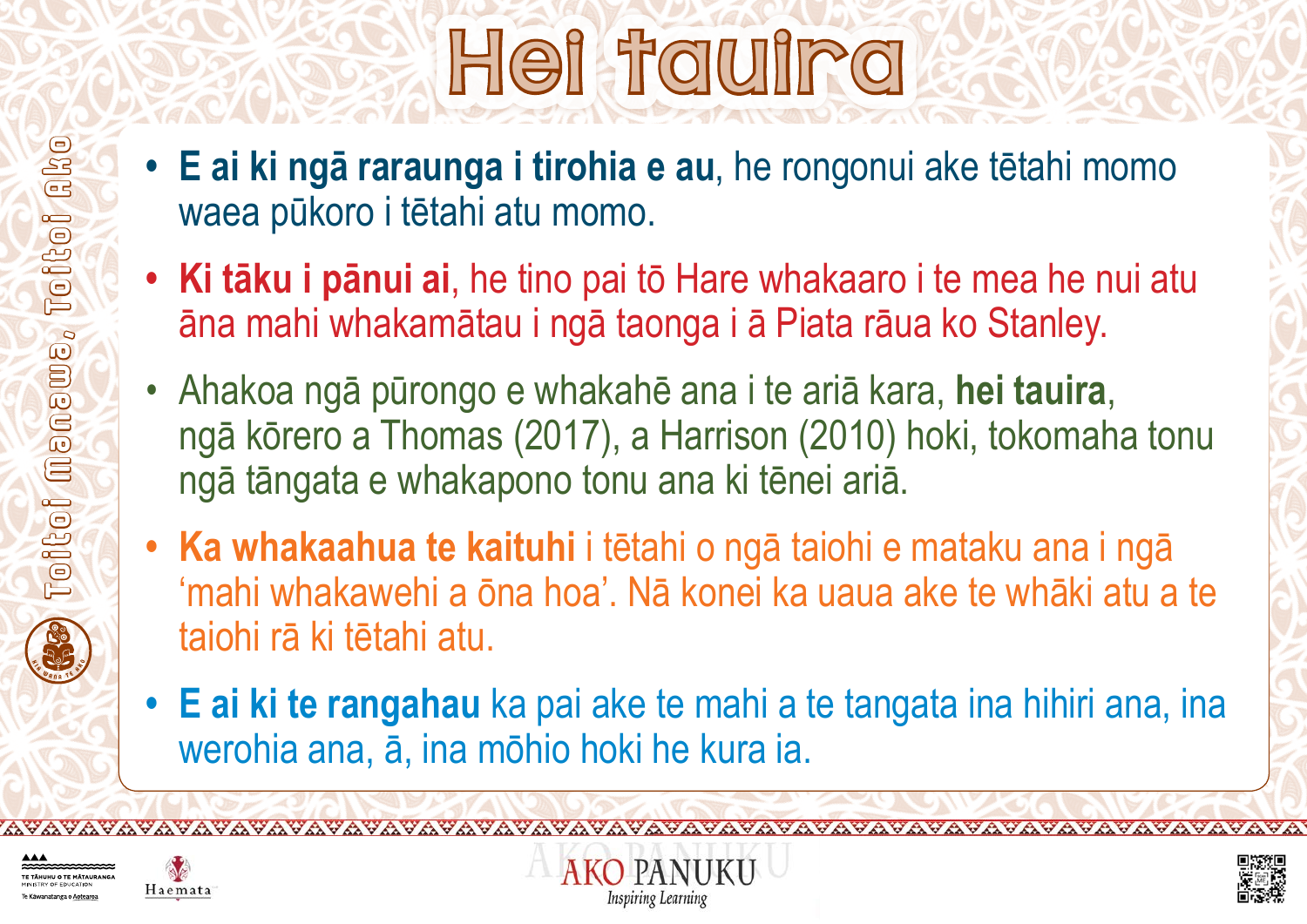# Hei tauira

- **E ai ki ngā raraunga i tirohia e au**, he rongonui ake tētahi momo waea pūkoro i tētahi atu momo.
- **Ki tāku i pānui ai**, he tino pai tō Hare whakaaro i te mea he nui atu āna mahi whakamātau i ngā taonga i ā Piata rāua ko Stanley.
- Ahakoa ngā pūrongo e whakahē ana i te ariā kara, **hei tauira**, ngā kōrero a Thomas (2017), a Harrison (2010) hoki, tokomaha tonu ngā tāngata e whakapono tonu ana ki tēnei ariā.
- **Ka whakaahua te kaituhi** i tētahi o ngā taiohi e mataku ana i ngā ‘mahi whakawehi a ōna hoa’. Nā konei ka uaua ake te whāki atu a te taiohi rā ki tētahi atu.
- **E ai ki te rangahau** ka pai ake te mahi a te tangata ina hihiri ana, ina werohia ana, ā, ina mōhio hoki he kura ia.

Toitoi Manawa, Toitoi Ako

AKO PANUKU
*Inspiring Learning*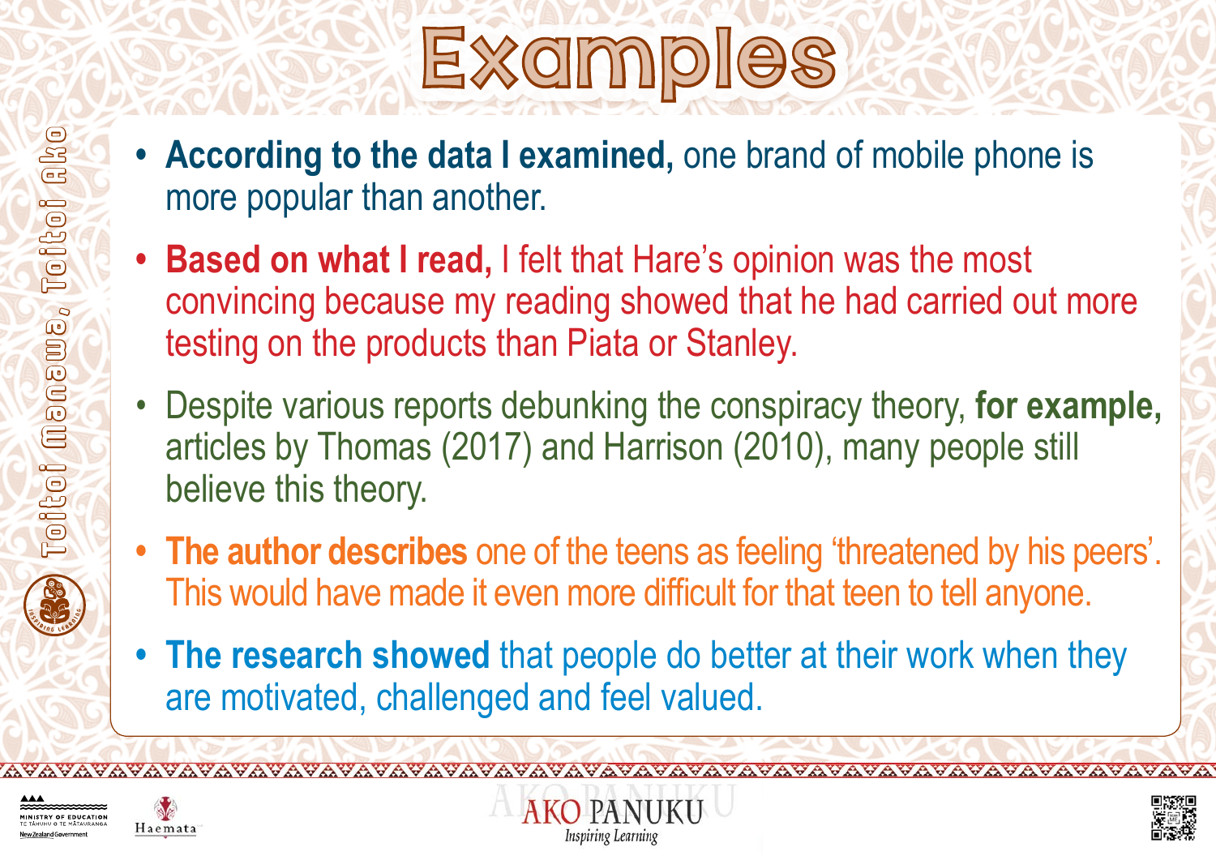# Examples

- **According to the data I examined,** one brand of mobile phone is more popular than another.
- **Based on what I read,** I felt that Hare's opinion was the most convincing because my reading showed that he had carried out more testing on the products than Piata or Stanley.
- Despite various reports debunking the conspiracy theory, **for example,** articles by Thomas (2017) and Harrison (2010), many people still believe this theory.
- **The author describes** one of the teens as feeling 'threatened by his peers'. This would have made it even more difficult for that teen to tell anyone.
- **The research showed** that people do better at their work when they are motivated, challenged and feel valued.